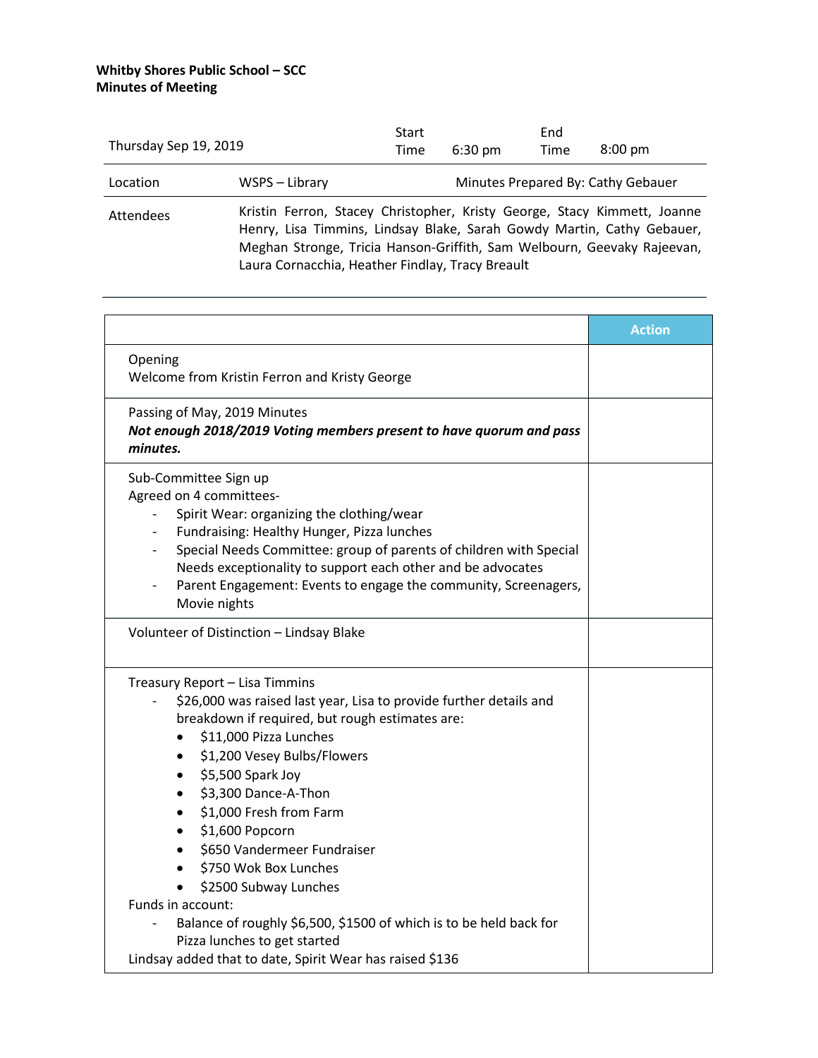**Whitby Shores Public School – SCC**
**Minutes of Meeting**

| Thursday Sep 19, 2019 | | Start Time | 6:30 pm | End Time | 8:00 pm |
|---|---|---|---|---|---|
| Location | WSPS – Library | Minutes Prepared By: Cathy Gebauer | | | |
| Attendees | Kristin Ferron, Stacey Christopher, Kristy George, Stacy Kimmett, Joanne Henry, Lisa Timmins, Lindsay Blake, Sarah Gowdy Martin, Cathy Gebauer, Meghan Stronge, Tricia Hanson-Griffith, Sam Welbourn, Geevaky Rajeevan, Laura Cornacchia, Heather Findlay, Tracy Breault | | | | |

| | Action |
|---|---|
| Opening<br>Welcome from Kristin Ferron and Kristy George | |
| Passing of May, 2019 Minutes<br>***Not enough 2018/2019 Voting members present to have quorum and pass minutes.*** | |
| Sub-Committee Sign up<br>Agreed on 4 committees-<br>- Spirit Wear: organizing the clothing/wear<br>- Fundraising: Healthy Hunger, Pizza lunches<br>- Special Needs Committee: group of parents of children with Special Needs exceptionality to support each other and be advocates<br>- Parent Engagement: Events to engage the community, Screenagers, Movie nights | |
| Volunteer of Distinction – Lindsay Blake | |
| Treasury Report – Lisa Timmins<br>- $26,000 was raised last year, Lisa to provide further details and breakdown if required, but rough estimates are:<br>• $11,000 Pizza Lunches<br>• $1,200 Vesey Bulbs/Flowers<br>• $5,500 Spark Joy<br>• $3,300 Dance-A-Thon<br>• $1,000 Fresh from Farm<br>• $1,600 Popcorn<br>• $650 Vandermeer Fundraiser<br>• $750 Wok Box Lunches<br>• $2500 Subway Lunches<br>Funds in account:<br>- Balance of roughly $6,500, $1500 of which is to be held back for Pizza lunches to get started<br>Lindsay added that to date, Spirit Wear has raised $136 | |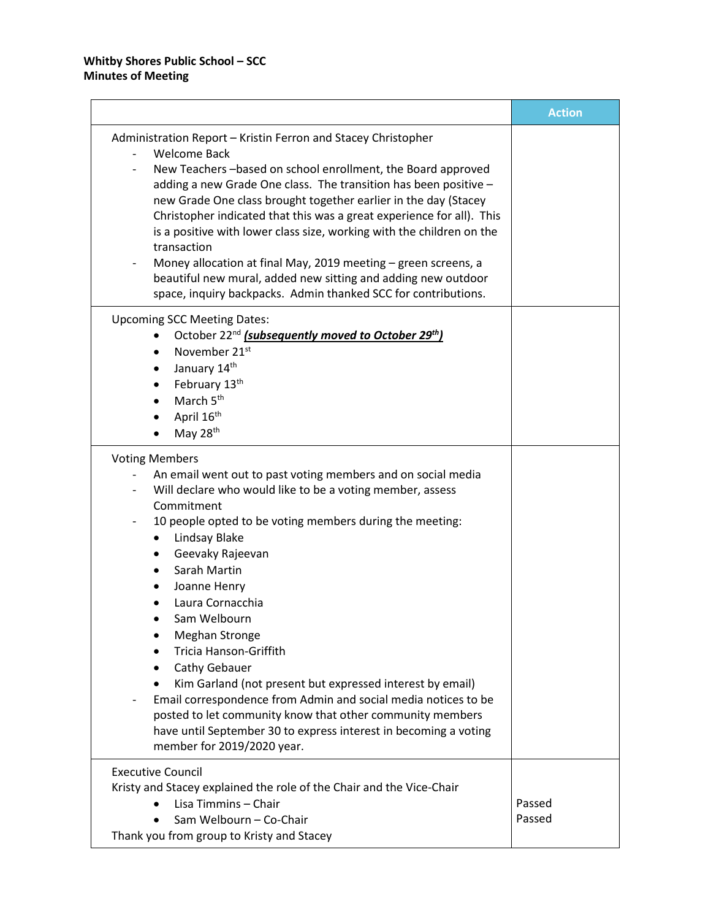**Whitby Shores Public School – SCC**
**Minutes of Meeting**

| | Action |
|---|---|
| Administration Report – Kristin Ferron and Stacey Christopher<br>- Welcome Back<br>- New Teachers –based on school enrollment, the Board approved adding a new Grade One class. The transition has been positive – new Grade One class brought together earlier in the day (Stacey Christopher indicated that this was a great experience for all). This is a positive with lower class size, working with the children on the transaction<br>- Money allocation at final May, 2019 meeting – green screens, a beautiful new mural, added new sitting and adding new outdoor space, inquiry backpacks. Admin thanked SCC for contributions. | |
| Upcoming SCC Meeting Dates:<br>• October 22nd ***(subsequently moved to October 29th)***<br>• November 21st<br>• January 14th<br>• February 13th<br>• March 5th<br>• April 16th<br>• May 28th | |
| Voting Members<br>- An email went out to past voting members and on social media<br>- Will declare who would like to be a voting member, assess Commitment<br>- 10 people opted to be voting members during the meeting:<br>• Lindsay Blake<br>• Geevaky Rajeevan<br>• Sarah Martin<br>• Joanne Henry<br>• Laura Cornacchia<br>• Sam Welbourn<br>• Meghan Stronge<br>• Tricia Hanson-Griffith<br>• Cathy Gebauer<br>• Kim Garland (not present but expressed interest by email)<br>- Email correspondence from Admin and social media notices to be posted to let community know that other community members have until September 30 to express interest in becoming a voting member for 2019/2020 year. | |
| Executive Council<br>Kristy and Stacey explained the role of the Chair and the Vice-Chair<br>• Lisa Timmins – Chair<br>• Sam Welbourn – Co-Chair<br>Thank you from group to Kristy and Stacey | Passed<br>Passed |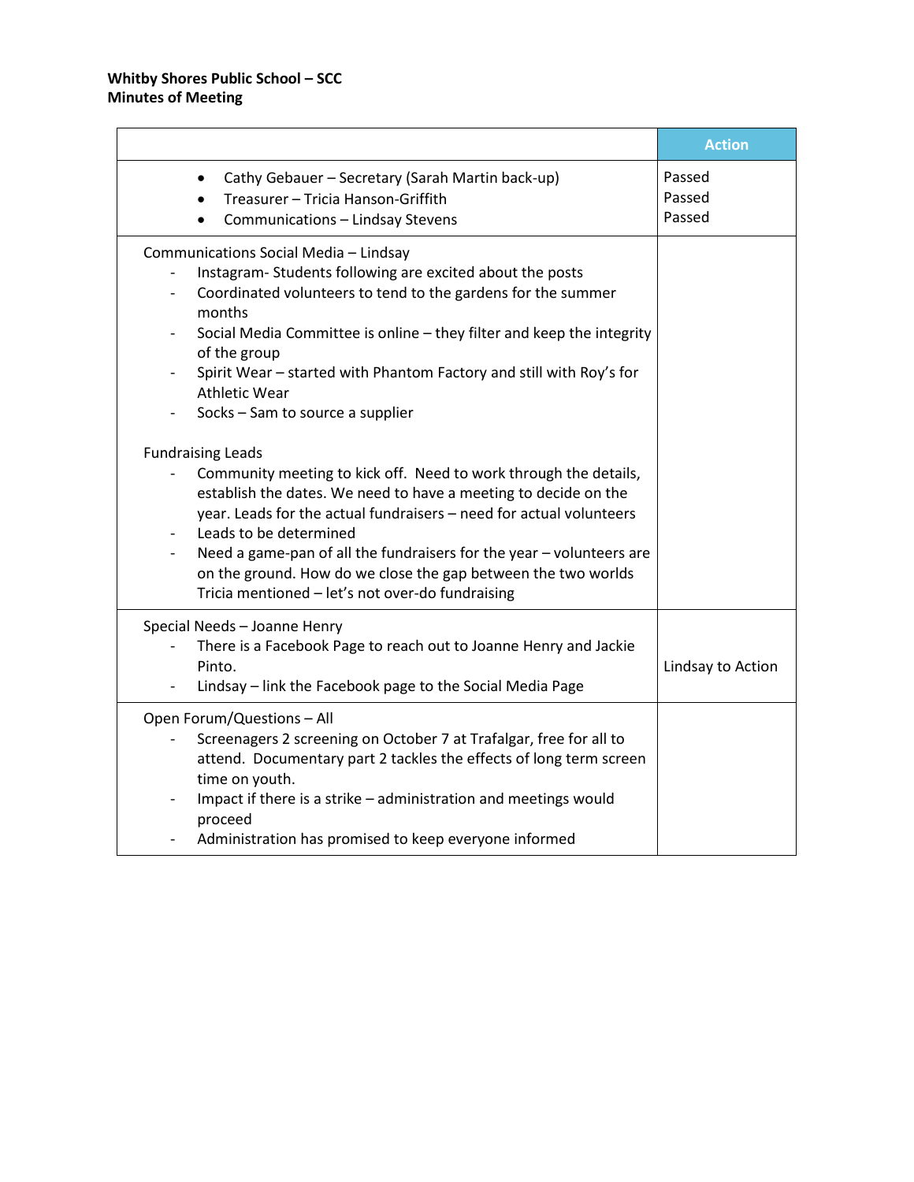**Whitby Shores Public School – SCC**
**Minutes of Meeting**

| | Action |
|---|---|
| • Cathy Gebauer – Secretary (Sarah Martin back-up)<br>• Treasurer – Tricia Hanson-Griffith<br>• Communications – Lindsay Stevens | Passed<br>Passed<br>Passed |
| Communications Social Media – Lindsay<br>- Instagram- Students following are excited about the posts<br>- Coordinated volunteers to tend to the gardens for the summer months<br>- Social Media Committee is online – they filter and keep the integrity of the group<br>- Spirit Wear – started with Phantom Factory and still with Roy's for Athletic Wear<br>- Socks – Sam to source a supplier<br><br>Fundraising Leads<br>- Community meeting to kick off. Need to work through the details, establish the dates. We need to have a meeting to decide on the year. Leads for the actual fundraisers – need for actual volunteers<br>- Leads to be determined<br>- Need a game-pan of all the fundraisers for the year – volunteers are on the ground. How do we close the gap between the two worlds Tricia mentioned – let's not over-do fundraising | |
| Special Needs – Joanne Henry<br>- There is a Facebook Page to reach out to Joanne Henry and Jackie Pinto.<br>- Lindsay – link the Facebook page to the Social Media Page | Lindsay to Action |
| Open Forum/Questions – All<br>- Screenagers 2 screening on October 7 at Trafalgar, free for all to attend. Documentary part 2 tackles the effects of long term screen time on youth.<br>- Impact if there is a strike – administration and meetings would proceed<br>- Administration has promised to keep everyone informed | |